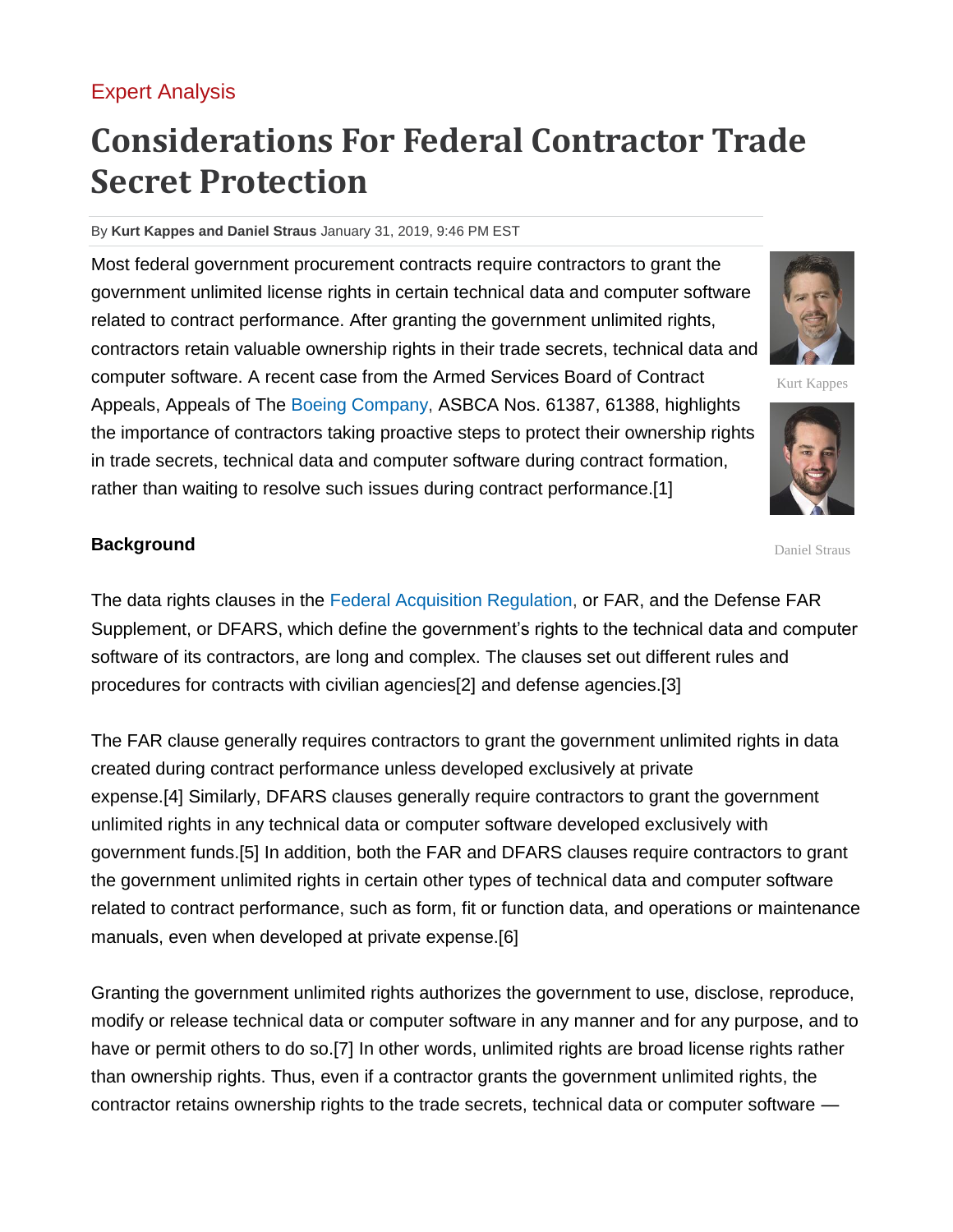Expert Analysis

# Considerations For Federal Contractor Trade Secret Protection

By **Kurt Kappes and Daniel Straus** January 31, 2019, 9:46 PM EST

Most federal government procurement contracts require contractors to grant the government unlimited license rights in certain technical data and computer software related to contract performance. After granting the government unlimited rights, contractors retain valuable ownership rights in their trade secrets, technical data and computer software. A recent case from the Armed Services Board of Contract Appeals, Appeals of The Boeing Company, ASBCA Nos. 61387, 61388, highlights the importance of contractors taking proactive steps to protect their ownership rights in trade secrets, technical data and computer software during contract formation, rather than waiting to resolve such issues during contract performance.[1]

Kurt Kappes

Daniel Straus

**Background**

The data rights clauses in the Federal Acquisition Regulation, or FAR, and the Defense FAR Supplement, or DFARS, which define the government's rights to the technical data and computer software of its contractors, are long and complex. The clauses set out different rules and procedures for contracts with civilian agencies[2] and defense agencies.[3]

The FAR clause generally requires contractors to grant the government unlimited rights in data created during contract performance unless developed exclusively at private expense.[4] Similarly, DFARS clauses generally require contractors to grant the government unlimited rights in any technical data or computer software developed exclusively with government funds.[5] In addition, both the FAR and DFARS clauses require contractors to grant the government unlimited rights in certain other types of technical data and computer software related to contract performance, such as form, fit or function data, and operations or maintenance manuals, even when developed at private expense.[6]

Granting the government unlimited rights authorizes the government to use, disclose, reproduce, modify or release technical data or computer software in any manner and for any purpose, and to have or permit others to do so.[7] In other words, unlimited rights are broad license rights rather than ownership rights. Thus, even if a contractor grants the government unlimited rights, the contractor retains ownership rights to the trade secrets, technical data or computer software —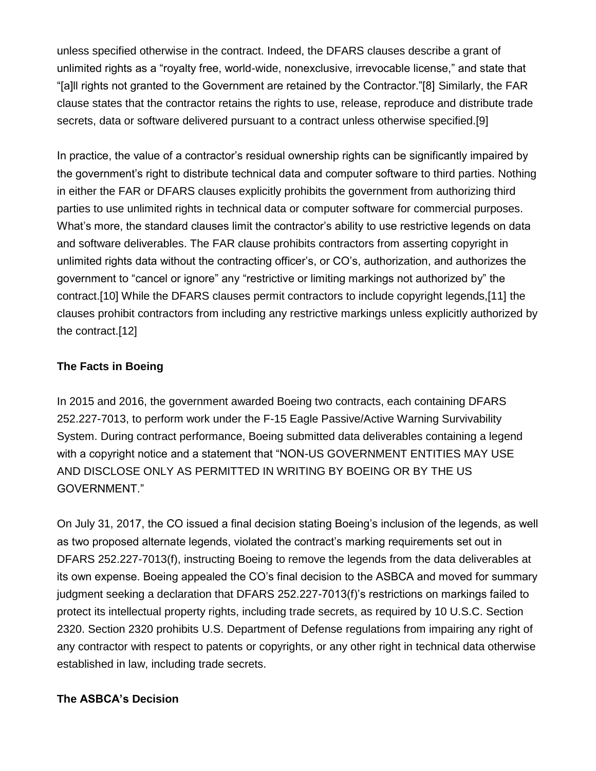unless specified otherwise in the contract. Indeed, the DFARS clauses describe a grant of unlimited rights as a "royalty free, world-wide, nonexclusive, irrevocable license," and state that "[a]ll rights not granted to the Government are retained by the Contractor."[8] Similarly, the FAR clause states that the contractor retains the rights to use, release, reproduce and distribute trade secrets, data or software delivered pursuant to a contract unless otherwise specified.[9]

In practice, the value of a contractor's residual ownership rights can be significantly impaired by the government's right to distribute technical data and computer software to third parties. Nothing in either the FAR or DFARS clauses explicitly prohibits the government from authorizing third parties to use unlimited rights in technical data or computer software for commercial purposes. What's more, the standard clauses limit the contractor's ability to use restrictive legends on data and software deliverables. The FAR clause prohibits contractors from asserting copyright in unlimited rights data without the contracting officer's, or CO's, authorization, and authorizes the government to "cancel or ignore" any "restrictive or limiting markings not authorized by" the contract.[10] While the DFARS clauses permit contractors to include copyright legends,[11] the clauses prohibit contractors from including any restrictive markings unless explicitly authorized by the contract.[12]

## The Facts in Boeing

In 2015 and 2016, the government awarded Boeing two contracts, each containing DFARS 252.227-7013, to perform work under the F-15 Eagle Passive/Active Warning Survivability System. During contract performance, Boeing submitted data deliverables containing a legend with a copyright notice and a statement that "NON-US GOVERNMENT ENTITIES MAY USE AND DISCLOSE ONLY AS PERMITTED IN WRITING BY BOEING OR BY THE US GOVERNMENT."

On July 31, 2017, the CO issued a final decision stating Boeing's inclusion of the legends, as well as two proposed alternate legends, violated the contract's marking requirements set out in DFARS 252.227-7013(f), instructing Boeing to remove the legends from the data deliverables at its own expense. Boeing appealed the CO's final decision to the ASBCA and moved for summary judgment seeking a declaration that DFARS 252.227-7013(f)'s restrictions on markings failed to protect its intellectual property rights, including trade secrets, as required by 10 U.S.C. Section 2320. Section 2320 prohibits U.S. Department of Defense regulations from impairing any right of any contractor with respect to patents or copyrights, or any other right in technical data otherwise established in law, including trade secrets.

## The ASBCA's Decision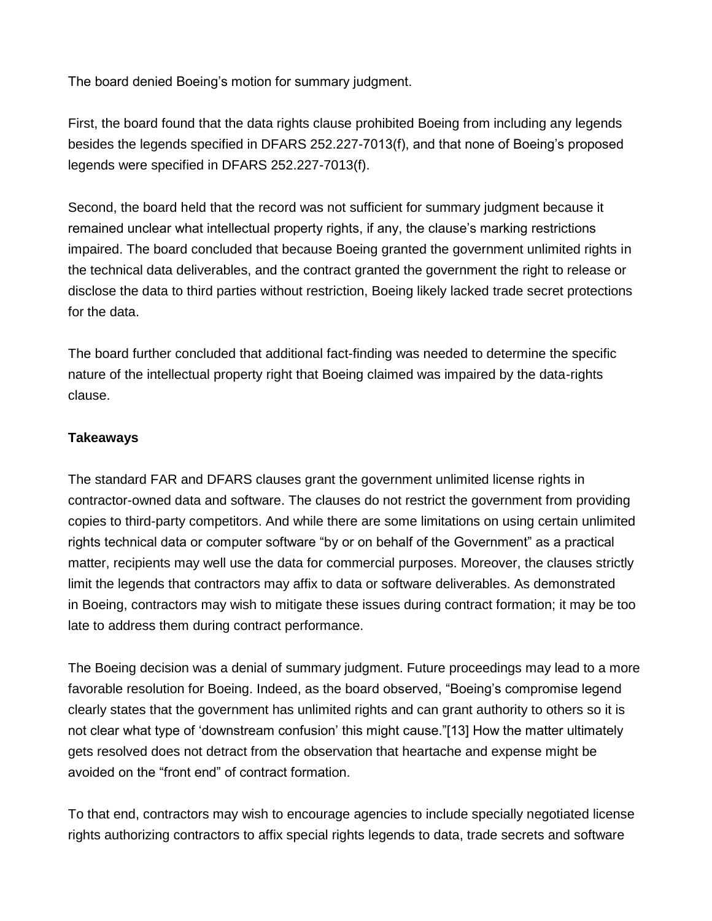The board denied Boeing's motion for summary judgment.

First, the board found that the data rights clause prohibited Boeing from including any legends besides the legends specified in DFARS 252.227-7013(f), and that none of Boeing's proposed legends were specified in DFARS 252.227-7013(f).

Second, the board held that the record was not sufficient for summary judgment because it remained unclear what intellectual property rights, if any, the clause's marking restrictions impaired. The board concluded that because Boeing granted the government unlimited rights in the technical data deliverables, and the contract granted the government the right to release or disclose the data to third parties without restriction, Boeing likely lacked trade secret protections for the data.

The board further concluded that additional fact-finding was needed to determine the specific nature of the intellectual property right that Boeing claimed was impaired by the data-rights clause.

**Takeaways**

The standard FAR and DFARS clauses grant the government unlimited license rights in contractor-owned data and software. The clauses do not restrict the government from providing copies to third-party competitors. And while there are some limitations on using certain unlimited rights technical data or computer software "by or on behalf of the Government" as a practical matter, recipients may well use the data for commercial purposes. Moreover, the clauses strictly limit the legends that contractors may affix to data or software deliverables. As demonstrated in Boeing, contractors may wish to mitigate these issues during contract formation; it may be too late to address them during contract performance.

The Boeing decision was a denial of summary judgment. Future proceedings may lead to a more favorable resolution for Boeing. Indeed, as the board observed, "Boeing's compromise legend clearly states that the government has unlimited rights and can grant authority to others so it is not clear what type of 'downstream confusion' this might cause."[13] How the matter ultimately gets resolved does not detract from the observation that heartache and expense might be avoided on the "front end" of contract formation.

To that end, contractors may wish to encourage agencies to include specially negotiated license rights authorizing contractors to affix special rights legends to data, trade secrets and software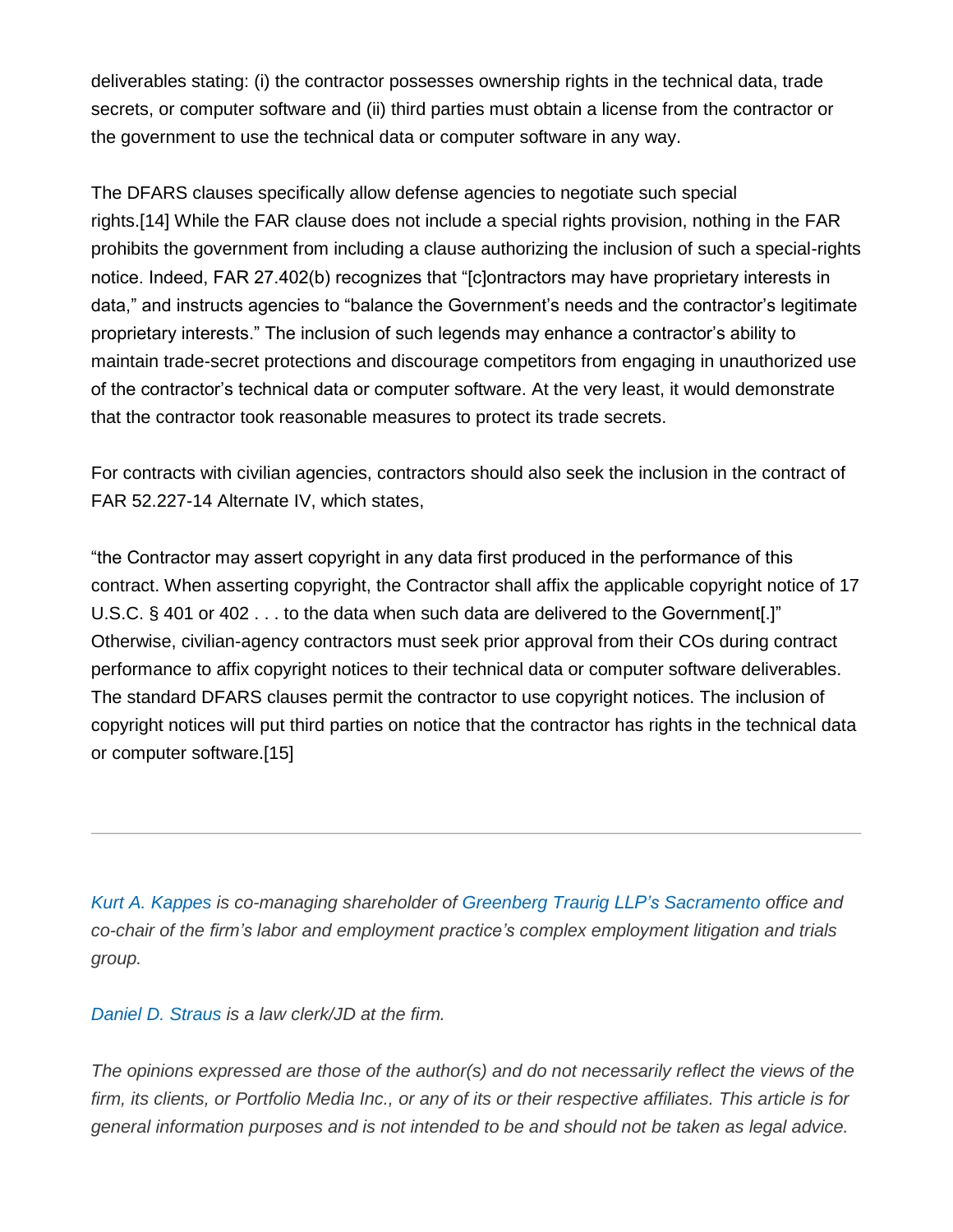deliverables stating: (i) the contractor possesses ownership rights in the technical data, trade secrets, or computer software and (ii) third parties must obtain a license from the contractor or the government to use the technical data or computer software in any way.

The DFARS clauses specifically allow defense agencies to negotiate such special rights.[14] While the FAR clause does not include a special rights provision, nothing in the FAR prohibits the government from including a clause authorizing the inclusion of such a special-rights notice. Indeed, FAR 27.402(b) recognizes that "[c]ontractors may have proprietary interests in data," and instructs agencies to "balance the Government's needs and the contractor's legitimate proprietary interests." The inclusion of such legends may enhance a contractor's ability to maintain trade-secret protections and discourage competitors from engaging in unauthorized use of the contractor's technical data or computer software. At the very least, it would demonstrate that the contractor took reasonable measures to protect its trade secrets.

For contracts with civilian agencies, contractors should also seek the inclusion in the contract of FAR 52.227-14 Alternate IV, which states,

"the Contractor may assert copyright in any data first produced in the performance of this contract. When asserting copyright, the Contractor shall affix the applicable copyright notice of 17 U.S.C. § 401 or 402 . . . to the data when such data are delivered to the Government[.]" Otherwise, civilian-agency contractors must seek prior approval from their COs during contract performance to affix copyright notices to their technical data or computer software deliverables. The standard DFARS clauses permit the contractor to use copyright notices. The inclusion of copyright notices will put third parties on notice that the contractor has rights in the technical data or computer software.[15]

---

*Kurt A. Kappes is co-managing shareholder of Greenberg Traurig LLP's Sacramento office and co-chair of the firm's labor and employment practice's complex employment litigation and trials group.*

*Daniel D. Straus is a law clerk/JD at the firm.*

*The opinions expressed are those of the author(s) and do not necessarily reflect the views of the firm, its clients, or Portfolio Media Inc., or any of its or their respective affiliates. This article is for general information purposes and is not intended to be and should not be taken as legal advice.*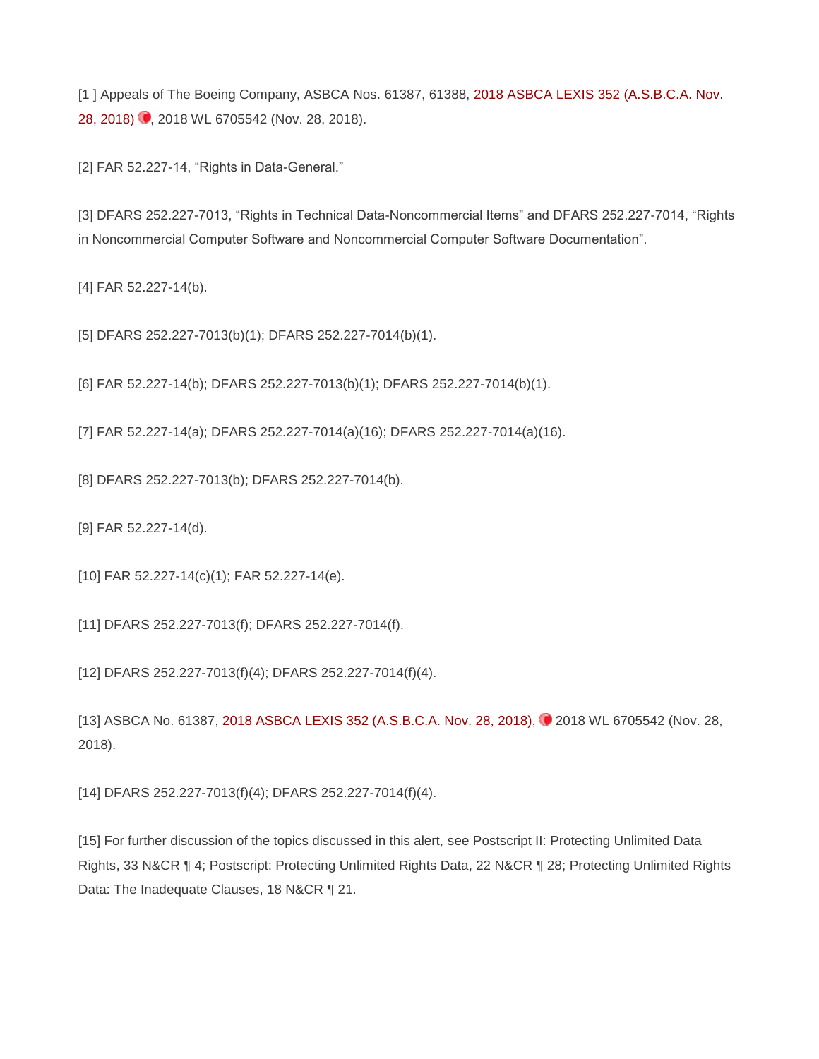[1 ] Appeals of The Boeing Company, ASBCA Nos. 61387, 61388, 2018 ASBCA LEXIS 352 (A.S.B.C.A. Nov. 28, 2018), 2018 WL 6705542 (Nov. 28, 2018).

[2] FAR 52.227-14, "Rights in Data-General."

[3] DFARS 252.227-7013, "Rights in Technical Data-Noncommercial Items" and DFARS 252.227-7014, "Rights in Noncommercial Computer Software and Noncommercial Computer Software Documentation".

[4] FAR 52.227-14(b).

[5] DFARS 252.227-7013(b)(1); DFARS 252.227-7014(b)(1).

[6] FAR 52.227-14(b); DFARS 252.227-7013(b)(1); DFARS 252.227-7014(b)(1).

[7] FAR 52.227-14(a); DFARS 252.227-7014(a)(16); DFARS 252.227-7014(a)(16).

[8] DFARS 252.227-7013(b); DFARS 252.227-7014(b).

[9] FAR 52.227-14(d).

[10] FAR 52.227-14(c)(1); FAR 52.227-14(e).

[11] DFARS 252.227-7013(f); DFARS 252.227-7014(f).

[12] DFARS 252.227-7013(f)(4); DFARS 252.227-7014(f)(4).

[13] ASBCA No. 61387, 2018 ASBCA LEXIS 352 (A.S.B.C.A. Nov. 28, 2018), 2018 WL 6705542 (Nov. 28, 2018).

[14] DFARS 252.227-7013(f)(4); DFARS 252.227-7014(f)(4).

[15] For further discussion of the topics discussed in this alert, see Postscript II: Protecting Unlimited Data Rights, 33 N&CR ¶ 4; Postscript: Protecting Unlimited Rights Data, 22 N&CR ¶ 28; Protecting Unlimited Rights Data: The Inadequate Clauses, 18 N&CR ¶ 21.